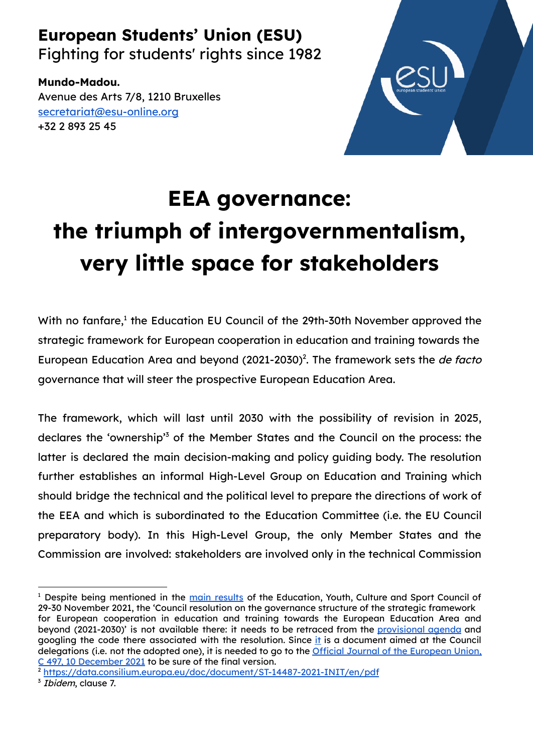**European Students' Union (ESU)**
Fighting for students' rights since 1982

**Mundo-Madou.**
Avenue des Arts 7/8, 1210 Bruxelles
secretariat@esu-online.org
+32 2 893 25 45

# EEA governance: the triumph of intergovernmentalism, very little space for stakeholders

With no fanfare,[1] the Education EU Council of the 29th-30th November approved the strategic framework for European cooperation in education and training towards the European Education Area and beyond (2021-2030)[2]. The framework sets the *de facto* governance that will steer the prospective European Education Area.

The framework, which will last until 2030 with the possibility of revision in 2025, declares the 'ownership'[3] of the Member States and the Council on the process: the latter is declared the main decision-making and policy guiding body. The resolution further establishes an informal High-Level Group on Education and Training which should bridge the technical and the political level to prepare the directions of work of the EEA and which is subordinated to the Education Committee (i.e. the EU Council preparatory body). In this High-Level Group, the only Member States and the Commission are involved: stakeholders are involved only in the technical Commission

---

[1] Despite being mentioned in the main results of the Education, Youth, Culture and Sport Council of 29-30 November 2021, the 'Council resolution on the governance structure of the strategic framework for European cooperation in education and training towards the European Education Area and beyond (2021-2030)' is not available there: it needs to be retraced from the provisional agenda and googling the code there associated with the resolution. Since it is a document aimed at the Council delegations (i.e. not the adopted one), it is needed to go to the Official Journal of the European Union, C 497, 10 December 2021 to be sure of the final version.

[2] https://data.consilium.europa.eu/doc/document/ST-14487-2021-INIT/en/pdf

[3] *Ibidem*, clause 7.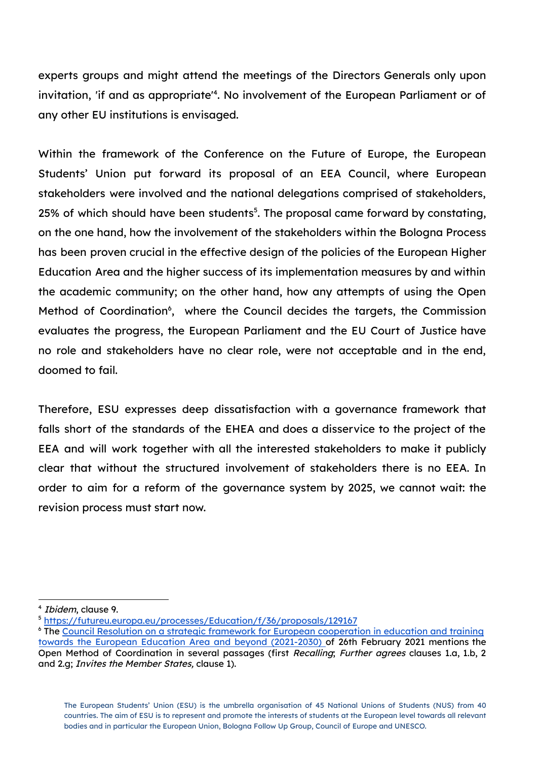experts groups and might attend the meetings of the Directors Generals only upon invitation, 'if and as appropriate'[4]. No involvement of the European Parliament or of any other EU institutions is envisaged.

Within the framework of the Conference on the Future of Europe, the European Students' Union put forward its proposal of an EEA Council, where European stakeholders were involved and the national delegations comprised of stakeholders, 25% of which should have been students[5]. The proposal came forward by constating, on the one hand, how the involvement of the stakeholders within the Bologna Process has been proven crucial in the effective design of the policies of the European Higher Education Area and the higher success of its implementation measures by and within the academic community; on the other hand, how any attempts of using the Open Method of Coordination[6], where the Council decides the targets, the Commission evaluates the progress, the European Parliament and the EU Court of Justice have no role and stakeholders have no clear role, were not acceptable and in the end, doomed to fail.

Therefore, ESU expresses deep dissatisfaction with a governance framework that falls short of the standards of the EHEA and does a disservice to the project of the EEA and will work together with all the interested stakeholders to make it publicly clear that without the structured involvement of stakeholders there is no EEA. In order to aim for a reform of the governance system by 2025, we cannot wait: the revision process must start now.

---

[4] *Ibidem*, clause 9.

[5] https://futureu.europa.eu/processes/Education/f/36/proposals/129167

[6] The Council Resolution on a strategic framework for European cooperation in education and training towards the European Education Area and beyond (2021-2030) of 26th February 2021 mentions the Open Method of Coordination in several passages (first *Recalling*; *Further agrees* clauses 1.a, 1.b, 2 and 2.g; *Invites the Member States,* clause 1).

The European Students' Union (ESU) is the umbrella organisation of 45 National Unions of Students (NUS) from 40 countries. The aim of ESU is to represent and promote the interests of students at the European level towards all relevant bodies and in particular the European Union, Bologna Follow Up Group, Council of Europe and UNESCO.